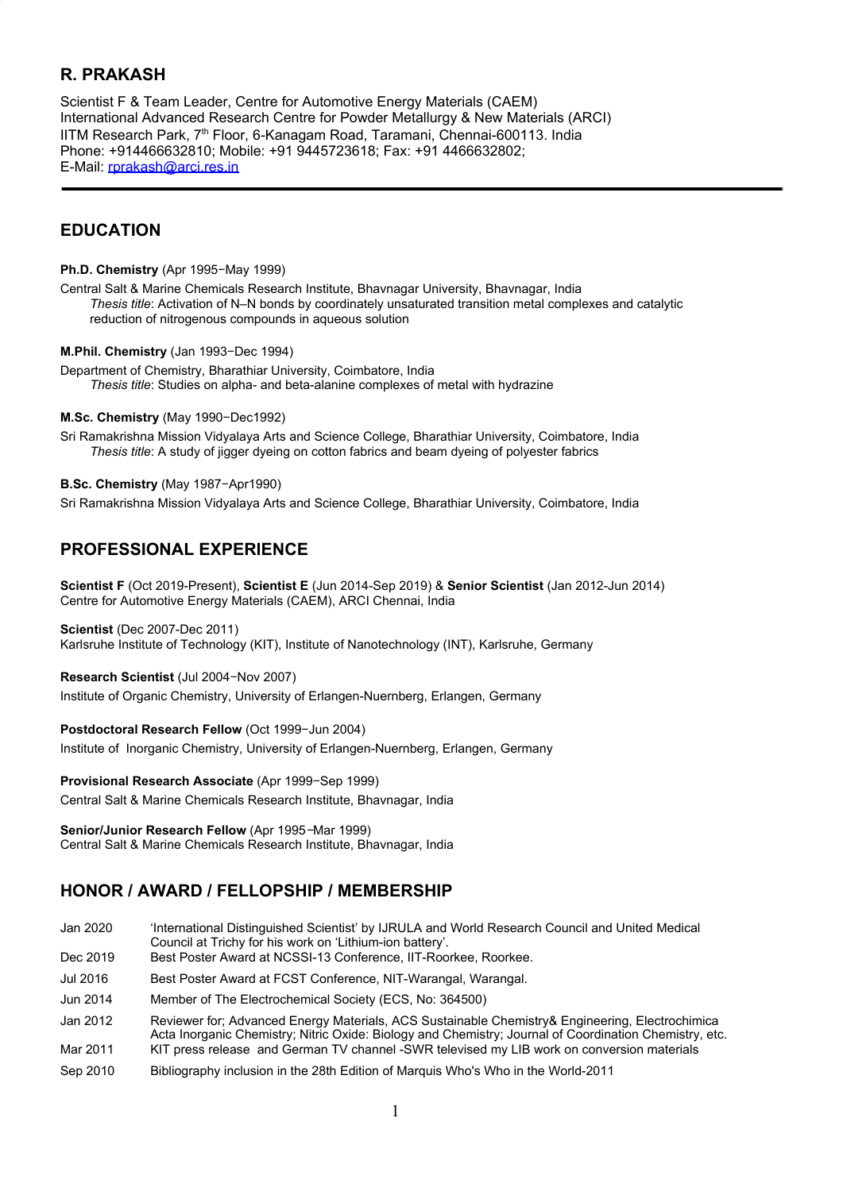## R. PRAKASH

Scientist F & Team Leader, Centre for Automotive Energy Materials (CAEM)
International Advanced Research Centre for Powder Metallurgy & New Materials (ARCI)
IITM Research Park, 7th Floor, 6-Kanagam Road, Taramani, Chennai-600113. India
Phone: +914466632810; Mobile: +91 9445723618; Fax: +91 4466632802;
E-Mail: rprakash@arci.res.in

## EDUCATION

**Ph.D. Chemistry** (Apr 1995−May 1999)

Central Salt & Marine Chemicals Research Institute, Bhavnagar University, Bhavnagar, India
*Thesis title*: Activation of N–N bonds by coordinately unsaturated transition metal complexes and catalytic reduction of nitrogenous compounds in aqueous solution

**M.Phil. Chemistry** (Jan 1993−Dec 1994)

Department of Chemistry, Bharathiar University, Coimbatore, India
*Thesis title*: Studies on alpha- and beta-alanine complexes of metal with hydrazine

**M.Sc. Chemistry** (May 1990−Dec1992)

Sri Ramakrishna Mission Vidyalaya Arts and Science College, Bharathiar University, Coimbatore, India
*Thesis title*: A study of jigger dyeing on cotton fabrics and beam dyeing of polyester fabrics

**B.Sc. Chemistry** (May 1987−Apr1990)

Sri Ramakrishna Mission Vidyalaya Arts and Science College, Bharathiar University, Coimbatore, India

## PROFESSIONAL EXPERIENCE

**Scientist F** (Oct 2019-Present), **Scientist E** (Jun 2014-Sep 2019) & **Senior Scientist** (Jan 2012-Jun 2014)
Centre for Automotive Energy Materials (CAEM), ARCI Chennai, India

**Scientist** (Dec 2007-Dec 2011)
Karlsruhe Institute of Technology (KIT), Institute of Nanotechnology (INT), Karlsruhe, Germany

**Research Scientist** (Jul 2004−Nov 2007)
Institute of Organic Chemistry, University of Erlangen-Nuernberg, Erlangen, Germany

**Postdoctoral Research Fellow** (Oct 1999−Jun 2004)
Institute of Inorganic Chemistry, University of Erlangen-Nuernberg, Erlangen, Germany

**Provisional Research Associate** (Apr 1999−Sep 1999)
Central Salt & Marine Chemicals Research Institute, Bhavnagar, India

**Senior/Junior Research Fellow** (Apr 1995−Mar 1999)
Central Salt & Marine Chemicals Research Institute, Bhavnagar, India

## HONOR / AWARD / FELLOPSHIP / MEMBERSHIP

| | |
|---|---|
| Jan 2020 | 'International Distinguished Scientist' by IJRULA and World Research Council and United Medical Council at Trichy for his work on 'Lithium-ion battery'. |
| Dec 2019 | Best Poster Award at NCSSI-13 Conference, IIT-Roorkee, Roorkee. |
| Jul 2016 | Best Poster Award at FCST Conference, NIT-Warangal, Warangal. |
| Jun 2014 | Member of The Electrochemical Society (ECS, No: 364500) |
| Jan 2012 | Reviewer for; Advanced Energy Materials, ACS Sustainable Chemistry& Engineering, Electrochimica Acta Inorganic Chemistry; Nitric Oxide: Biology and Chemistry; Journal of Coordination Chemistry, etc. |
| Mar 2011 | KIT press release and German TV channel -SWR televised my LIB work on conversion materials |
| Sep 2010 | Bibliography inclusion in the 28th Edition of Marquis Who's Who in the World-2011 |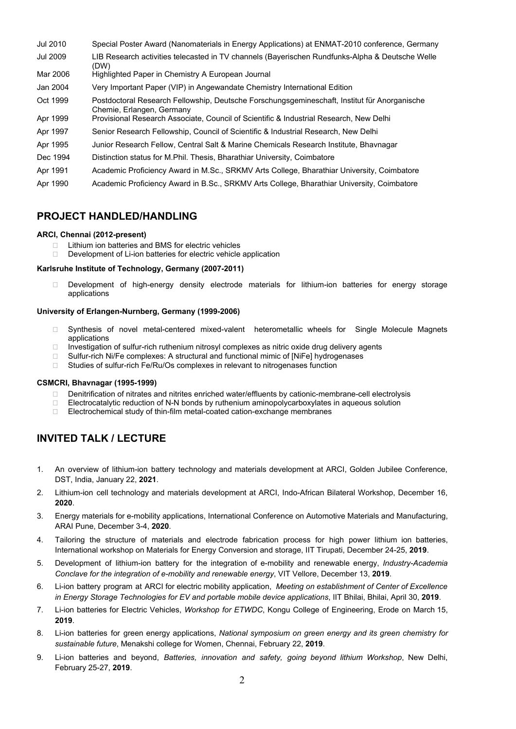| | |
|---|---|
| Jul 2010 | Special Poster Award (Nanomaterials in Energy Applications) at ENMAT-2010 conference, Germany |
| Jul 2009 | LIB Research activities telecasted in TV channels (Bayerischen Rundfunks-Alpha & Deutsche Welle (DW) |
| Mar 2006 | Highlighted Paper in Chemistry A European Journal |
| Jan 2004 | Very Important Paper (VIP) in Angewandate Chemistry International Edition |
| Oct 1999 | Postdoctoral Research Fellowship, Deutsche Forschungsgemineschaft, Institut für Anorganische Chemie, Erlangen, Germany |
| Apr 1999 | Provisional Research Associate, Council of Scientific & Industrial Research, New Delhi |
| Apr 1997 | Senior Research Fellowship, Council of Scientific & Industrial Research, New Delhi |
| Apr 1995 | Junior Research Fellow, Central Salt & Marine Chemicals Research Institute, Bhavnagar |
| Dec 1994 | Distinction status for M.Phil. Thesis, Bharathiar University, Coimbatore |
| Apr 1991 | Academic Proficiency Award in M.Sc., SRKMV Arts College, Bharathiar University, Coimbatore |
| Apr 1990 | Academic Proficiency Award in B.Sc., SRKMV Arts College, Bharathiar University, Coimbatore |

## PROJECT HANDLED/HANDLING

**ARCI, Chennai (2012-present)**

- Lithium ion batteries and BMS for electric vehicles
- Development of Li-ion batteries for electric vehicle application

**Karlsruhe Institute of Technology, Germany (2007-2011)**

- Development of high-energy density electrode materials for lithium-ion batteries for energy storage applications

**University of Erlangen-Nurnberg, Germany (1999-2006)**

- Synthesis of novel metal-centered mixed-valent heterometallic wheels for Single Molecule Magnets applications
- Investigation of sulfur-rich ruthenium nitrosyl complexes as nitric oxide drug delivery agents
- Sulfur-rich Ni/Fe complexes: A structural and functional mimic of [NiFe] hydrogenases
- Studies of sulfur-rich Fe/Ru/Os complexes in relevant to nitrogenases function

**CSMCRI, Bhavnagar (1995-1999)**

- Denitrification of nitrates and nitrites enriched water/effluents by cationic-membrane-cell electrolysis
- Electrocatalytic reduction of N-N bonds by ruthenium aminopolycarboxylates in aqueous solution
- Electrochemical study of thin-film metal-coated cation-exchange membranes

## INVITED TALK / LECTURE

1. An overview of lithium-ion battery technology and materials development at ARCI, Golden Jubilee Conference, DST, India, January 22, **2021**.
2. Lithium-ion cell technology and materials development at ARCI, Indo-African Bilateral Workshop, December 16, **2020**.
3. Energy materials for e-mobility applications, International Conference on Automotive Materials and Manufacturing, ARAI Pune, December 3-4, **2020**.
4. Tailoring the structure of materials and electrode fabrication process for high power lithium ion batteries, International workshop on Materials for Energy Conversion and storage, IIT Tirupati, December 24-25, **2019**.
5. Development of lithium-ion battery for the integration of e-mobility and renewable energy, *Industry-Academia Conclave for the integration of e-mobility and renewable energy*, VIT Vellore, December 13, **2019**.
6. Li-ion battery program at ARCI for electric mobility application, *Meeting on establishment of Center of Excellence in Energy Storage Technologies for EV and portable mobile device applications*, IIT Bhilai, Bhilai, April 30, **2019**.
7. Li-ion batteries for Electric Vehicles, *Workshop for ETWDC*, Kongu College of Engineering, Erode on March 15, **2019**.
8. Li-ion batteries for green energy applications, *National symposium on green energy and its green chemistry for sustainable future*, Menakshi college for Women, Chennai, February 22, **2019**.
9. Li-ion batteries and beyond, *Batteries, innovation and safety, going beyond lithium Workshop*, New Delhi, February 25-27, **2019**.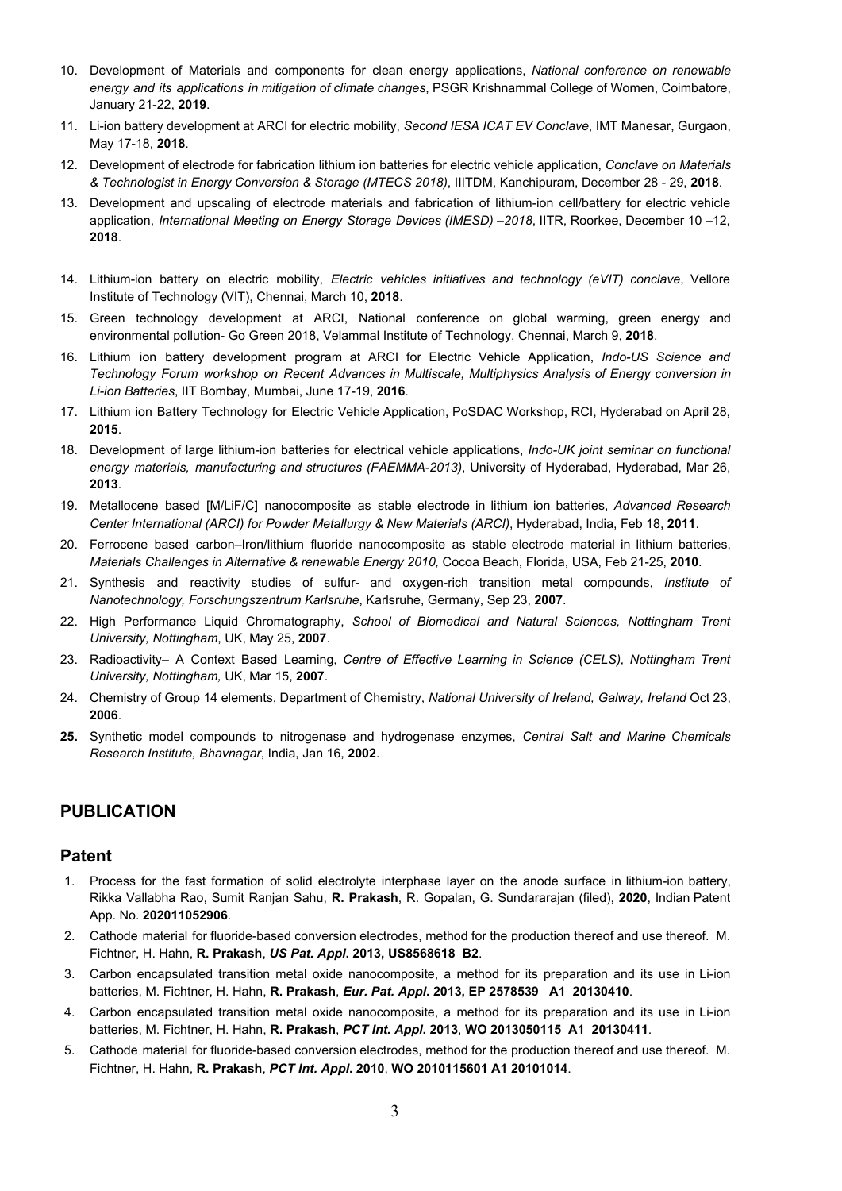10. Development of Materials and components for clean energy applications, *National conference on renewable energy and its applications in mitigation of climate changes*, PSGR Krishnammal College of Women, Coimbatore, January 21-22, **2019**.
11. Li-ion battery development at ARCI for electric mobility, *Second IESA ICAT EV Conclave*, IMT Manesar, Gurgaon, May 17-18, **2018**.
12. Development of electrode for fabrication lithium ion batteries for electric vehicle application, *Conclave on Materials & Technologist in Energy Conversion & Storage (MTECS 2018)*, IIITDM, Kanchipuram, December 28 - 29, **2018**.
13. Development and upscaling of electrode materials and fabrication of lithium-ion cell/battery for electric vehicle application, *International Meeting on Energy Storage Devices (IMESD) –2018*, IITR, Roorkee, December 10 –12, **2018**.
14. Lithium-ion battery on electric mobility, *Electric vehicles initiatives and technology (eVIT) conclave*, Vellore Institute of Technology (VIT), Chennai, March 10, **2018**.
15. Green technology development at ARCI, National conference on global warming, green energy and environmental pollution- Go Green 2018, Velammal Institute of Technology, Chennai, March 9, **2018**.
16. Lithium ion battery development program at ARCI for Electric Vehicle Application, *Indo-US Science and Technology Forum workshop on Recent Advances in Multiscale, Multiphysics Analysis of Energy conversion in Li-ion Batteries*, IIT Bombay, Mumbai, June 17-19, **2016**.
17. Lithium ion Battery Technology for Electric Vehicle Application, PoSDAC Workshop, RCI, Hyderabad on April 28, **2015**.
18. Development of large lithium-ion batteries for electrical vehicle applications, *Indo-UK joint seminar on functional energy materials, manufacturing and structures (FAEMMA-2013)*, University of Hyderabad, Hyderabad, Mar 26, **2013**.
19. Metallocene based [M/LiF/C] nanocomposite as stable electrode in lithium ion batteries, *Advanced Research Center International (ARCI) for Powder Metallurgy & New Materials (ARCI)*, Hyderabad, India, Feb 18, **2011**.
20. Ferrocene based carbon–Iron/lithium fluoride nanocomposite as stable electrode material in lithium batteries, *Materials Challenges in Alternative & renewable Energy 2010,* Cocoa Beach, Florida, USA, Feb 21-25, **2010**.
21. Synthesis and reactivity studies of sulfur- and oxygen-rich transition metal compounds, *Institute of Nanotechnology, Forschungszentrum Karlsruhe*, Karlsruhe, Germany, Sep 23, **2007**.
22. High Performance Liquid Chromatography, *School of Biomedical and Natural Sciences, Nottingham Trent University, Nottingham*, UK, May 25, **2007**.
23. Radioactivity– A Context Based Learning, *Centre of Effective Learning in Science (CELS), Nottingham Trent University, Nottingham,* UK, Mar 15, **2007**.
24. Chemistry of Group 14 elements, Department of Chemistry, *National University of Ireland, Galway, Ireland* Oct 23, **2006**.
25. Synthetic model compounds to nitrogenase and hydrogenase enzymes, *Central Salt and Marine Chemicals Research Institute, Bhavnagar*, India, Jan 16, **2002**.

## PUBLICATION

### Patent

1. Process for the fast formation of solid electrolyte interphase layer on the anode surface in lithium-ion battery, Rikka Vallabha Rao, Sumit Ranjan Sahu, **R. Prakash**, R. Gopalan, G. Sundararajan (filed), **2020**, Indian Patent App. No. **202011052906**.
2. Cathode material for fluoride-based conversion electrodes, method for the production thereof and use thereof. M. Fichtner, H. Hahn, **R. Prakash**, ***US Pat. Appl*. 2013, US8568618 B2**.
3. Carbon encapsulated transition metal oxide nanocomposite, a method for its preparation and its use in Li-ion batteries, M. Fichtner, H. Hahn, **R. Prakash**, ***Eur. Pat. Appl*. 2013, EP 2578539 A1 20130410**.
4. Carbon encapsulated transition metal oxide nanocomposite, a method for its preparation and its use in Li-ion batteries, M. Fichtner, H. Hahn, **R. Prakash**, ***PCT Int. Appl*. 2013**, **WO 2013050115 A1 20130411**.
5. Cathode material for fluoride-based conversion electrodes, method for the production thereof and use thereof. M. Fichtner, H. Hahn, **R. Prakash**, ***PCT Int. Appl*. 2010**, **WO 2010115601 A1 20101014**.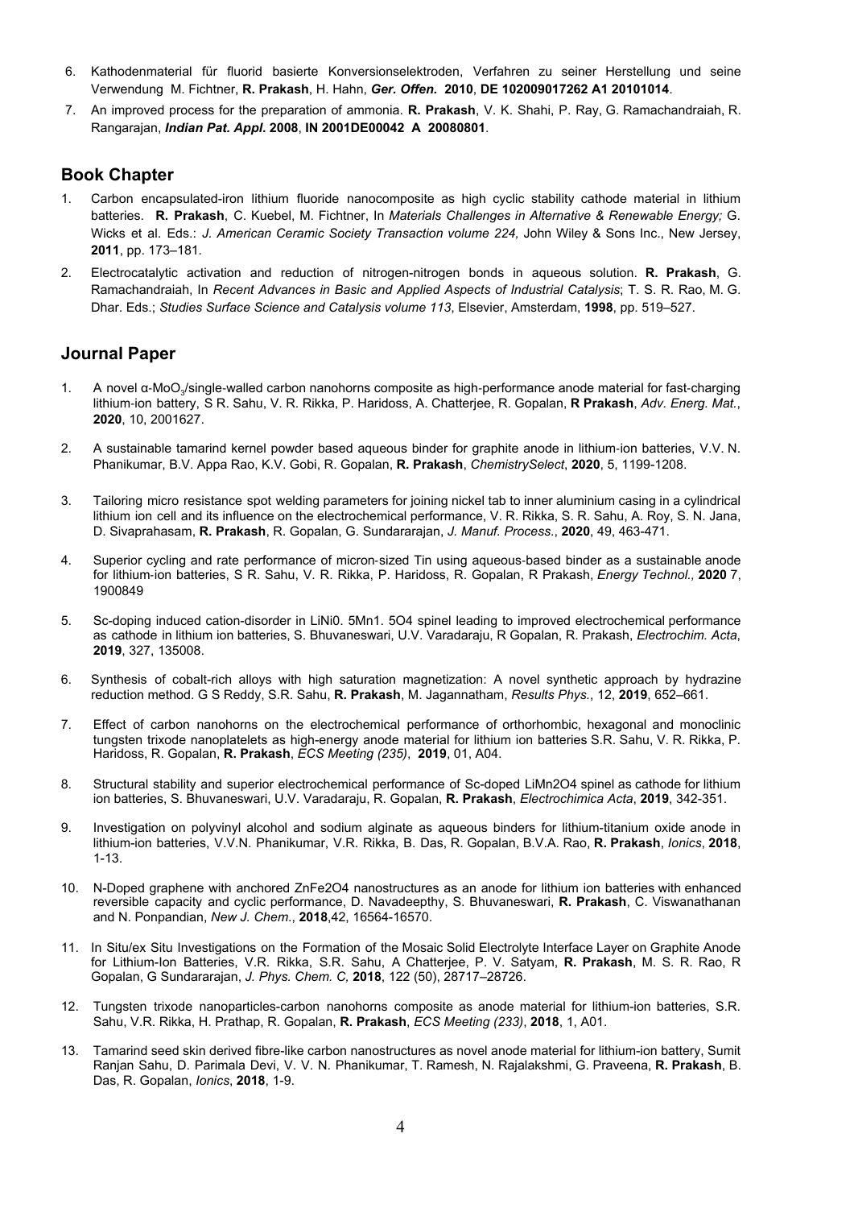6. Kathodenmaterial für fluorid basierte Konversionselektroden, Verfahren zu seiner Herstellung und seine Verwendung M. Fichtner, **R. Prakash**, H. Hahn, ***Ger. Offen.*** **2010**, **DE 102009017262 A1 20101014**.
7. An improved process for the preparation of ammonia. **R. Prakash**, V. K. Shahi, P. Ray, G. Ramachandraiah, R. Rangarajan, ***Indian Pat. Appl.*** **2008**, **IN 2001DE00042 A 20080801**.

## Book Chapter

1. Carbon encapsulated-iron lithium fluoride nanocomposite as high cyclic stability cathode material in lithium batteries. **R. Prakash**, C. Kuebel, M. Fichtner, In *Materials Challenges in Alternative & Renewable Energy;* G. Wicks et al. Eds.: *J. American Ceramic Society Transaction volume 224,* John Wiley & Sons Inc., New Jersey, **2011**, pp. 173–181.
2. Electrocatalytic activation and reduction of nitrogen-nitrogen bonds in aqueous solution. **R. Prakash**, G. Ramachandraiah, In *Recent Advances in Basic and Applied Aspects of Industrial Catalysis*; T. S. R. Rao, M. G. Dhar. Eds.; *Studies Surface Science and Catalysis volume 113*, Elsevier, Amsterdam, **1998**, pp. 519–527.

## Journal Paper

1. A novel α-$MoO_3$/single-walled carbon nanohorns composite as high-performance anode material for fast-charging lithium-ion battery, S R. Sahu, V. R. Rikka, P. Haridoss, A. Chatterjee, R. Gopalan, **R Prakash**, *Adv. Energ. Mat.*, **2020**, 10, 2001627.
2. A sustainable tamarind kernel powder based aqueous binder for graphite anode in lithium-ion batteries, V.V. N. Phanikumar, B.V. Appa Rao, K.V. Gobi, R. Gopalan, **R. Prakash**, *ChemistrySelect*, **2020**, 5, 1199-1208.
3. Tailoring micro resistance spot welding parameters for joining nickel tab to inner aluminium casing in a cylindrical lithium ion cell and its influence on the electrochemical performance, V. R. Rikka, S. R. Sahu, A. Roy, S. N. Jana, D. Sivaprahasam, **R. Prakash**, R. Gopalan, G. Sundararajan, *J. Manuf. Process*., **2020**, 49, 463-471.
4. Superior cycling and rate performance of micron-sized Tin using aqueous-based binder as a sustainable anode for lithium-ion batteries, S R. Sahu, V. R. Rikka, P. Haridoss, R. Gopalan, R Prakash, *Energy Technol.,* **2020** 7, 1900849
5. Sc-doping induced cation-disorder in LiNi0. 5Mn1. 5O4 spinel leading to improved electrochemical performance as cathode in lithium ion batteries, S. Bhuvaneswari, U.V. Varadaraju, R Gopalan, R. Prakash, *Electrochim. Acta*, **2019**, 327, 135008.
6. Synthesis of cobalt-rich alloys with high saturation magnetization: A novel synthetic approach by hydrazine reduction method. G S Reddy, S.R. Sahu, **R. Prakash**, M. Jagannatham, *Results Phys.*, 12, **2019**, 652–661.
7. Effect of carbon nanohorns on the electrochemical performance of orthorhombic, hexagonal and monoclinic tungsten trixode nanoplatelets as high-energy anode material for lithium ion batteries S.R. Sahu, V. R. Rikka, P. Haridoss, R. Gopalan, **R. Prakash**, *ECS Meeting (235)*, **2019**, 01, A04.
8. Structural stability and superior electrochemical performance of Sc-doped LiMn2O4 spinel as cathode for lithium ion batteries, S. Bhuvaneswari, U.V. Varadaraju, R. Gopalan, **R. Prakash**, *Electrochimica Acta*, **2019**, 342-351.
9. Investigation on polyvinyl alcohol and sodium alginate as aqueous binders for lithium-titanium oxide anode in lithium-ion batteries, V.V.N. Phanikumar, V.R. Rikka, B. Das, R. Gopalan, B.V.A. Rao, **R. Prakash**, *Ionics*, **2018**, 1-13.
10. N-Doped graphene with anchored ZnFe2O4 nanostructures as an anode for lithium ion batteries with enhanced reversible capacity and cyclic performance, D. Navadeepthy, S. Bhuvaneswari, **R. Prakash**, C. Viswanathanan and N. Ponpandian, *New J. Chem.*, **2018**,42, 16564-16570.
11. In Situ/ex Situ Investigations on the Formation of the Mosaic Solid Electrolyte Interface Layer on Graphite Anode for Lithium-Ion Batteries, V.R. Rikka, S.R. Sahu, A Chatterjee, P. V. Satyam, **R. Prakash**, M. S. R. Rao, R Gopalan, G Sundararajan, *J. Phys. Chem. C,* **2018**, 122 (50), 28717–28726.
12. Tungsten trixode nanoparticles-carbon nanohorns composite as anode material for lithium-ion batteries, S.R. Sahu, V.R. Rikka, H. Prathap, R. Gopalan, **R. Prakash**, *ECS Meeting (233)*, **2018**, 1, A01.
13. Tamarind seed skin derived fibre-like carbon nanostructures as novel anode material for lithium-ion battery, Sumit Ranjan Sahu, D. Parimala Devi, V. V. N. Phanikumar, T. Ramesh, N. Rajalakshmi, G. Praveena, **R. Prakash**, B. Das, R. Gopalan, *Ionics*, **2018**, 1-9.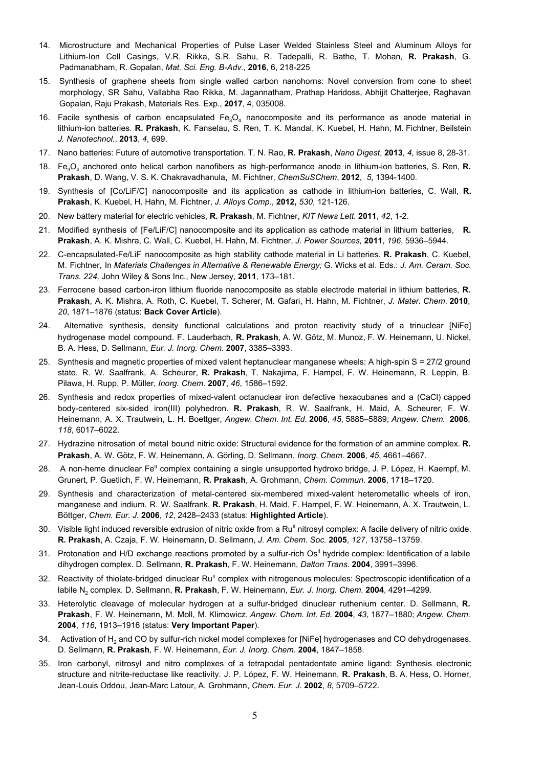14. Microstructure and Mechanical Properties of Pulse Laser Welded Stainless Steel and Aluminum Alloys for Lithium-Ion Cell Casings, V.R. Rikka, S.R. Sahu, R. Tadepalli, R. Bathe, T. Mohan, **R. Prakash**, G. Padmanabham, R. Gopalan, *Mat. Sci. Eng. B-Adv.*, **2016**, 6, 218-225

15. Synthesis of graphene sheets from single walled carbon nanohorns: Novel conversion from cone to sheet morphology, SR Sahu, Vallabha Rao Rikka, M. Jagannatham, Prathap Haridoss, Abhijit Chatterjee, Raghavan Gopalan, Raju Prakash, Materials Res. Exp., **2017**, 4, 035008.

16. Facile synthesis of carbon encapsulated $Fe_3O_4$ nanocomposite and its performance as anode material in lithium-ion batteries. **R. Prakash**, K. Fanselau, S. Ren, T. K. Mandal, K. Kuebel, H. Hahn, M. Fichtner, Beilstein *J. Nanotechnol.*, **2013**, *4*, 699.

17. Nano batteries: Future of automotive transportation. T. N. Rao, **R. Prakash**, *Nano Digest*, **2013**, *4*, issue 8, 28-31.

18. $Fe_3O_4$ anchored onto helical carbon nanofibers as high-performance anode in lithium-ion batteries, S. Ren, **R. Prakash**, D. Wang, V. S. K. Chakravadhanula, M. Fichtner, *ChemSuSChem*, **2012**, *5*, 1394-1400.

19. Synthesis of [Co/LiF/C] nanocomposite and its application as cathode in lithium-ion batteries, C. Wall, **R. Prakash**, K. Kuebel, H. Hahn, M. Fichtner, *J. Alloys Comp.*, **2012,** *530*, 121-126.

20. New battery material for electric vehicles, **R. Prakash**, M. Fichtner, *KIT News Lett.* **2011**, *42*, 1-2.

21. Modified synthesis of [Fe/LiF/C] nanocomposite and its application as cathode material in lithium batteries, **R. Prakash**, A. K. Mishra, C. Wall, C. Kuebel, H. Hahn, M. Fichtner, *J. Power Sources,* **2011**, *196*, 5936–5944.

22. C-encapsulated-Fe/LiF nanocomposite as high stability cathode material in Li batteries. **R. Prakash**, C. Kuebel, M. Fichtner, In *Materials Challenges in Alternative & Renewable Energy;* G. Wicks et al. Eds.: *J. Am. Ceram. Soc. Trans. 224,* John Wiley & Sons Inc., New Jersey, **2011**, 173–181*.*

23. Ferrocene based carbon-iron lithium fluoride nanocomposite as stable electrode material in lithium batteries, **R. Prakash**, A. K. Mishra, A. Roth, C. Kuebel, T. Scherer, M. Gafari, H. Hahn, M. Fichtner, *J. Mater. Chem*. **2010**, *20*, 1871–1876 (status: **Back Cover Article**).

24. Alternative synthesis, density functional calculations and proton reactivity study of a trinuclear [NiFe] hydrogenase model compound. F. Lauderbach, **R. Prakash**, A. W. Götz, M. Munoz, F. W. Heinemann, U. Nickel, B. A. Hess, D. Sellmann, *Eur. J. Inorg. Chem.* **2007**, 3385–3393.

25. Synthesis and magnetic properties of mixed valent heptanuclear manganese wheels: A high-spin S = 27/2 ground state. R. W. Saalfrank, A. Scheurer, **R. Prakash**, T. Nakajima, F. Hampel, F. W. Heinemann, R. Leppin, B. Pilawa, H. Rupp, P. Müller, *Inorg. Chem*. **2007**, *46*, 1586–1592.

26. Synthesis and redox properties of mixed-valent octanuclear iron defective hexacubanes and a (CaCl) capped body-centered six-sided iron(III) polyhedron. **R. Prakash**, R. W. Saalfrank, H. Maid, A. Scheurer, F. W. Heinemann, A. X. Trautwein, L. H. Boettger, *Angew. Chem. Int. Ed*. **2006**, *45*, 5885–5889; *Angew. Chem.* **2006**, *118*, 6017–6022.

27. Hydrazine nitrosation of metal bound nitric oxide: Structural evidence for the formation of an ammine complex. **R. Prakash**, A. W. Götz, F. W. Heinemann, A. Görling, D. Sellmann, *Inorg. Chem.* **2006**, *45*, 4661–4667.

28. A non-heme dinuclear $Fe^{II}$ complex containing a single unsupported hydroxo bridge, J. P. López, H. Kaempf, M. Grunert, P. Guetlich, F. W. Heinemann, **R. Prakash**, A. Grohmann, *Chem. Commun.* **2006**, 1718–1720.

29. Synthesis and characterization of metal-centered six-membered mixed-valent heterometallic wheels of iron, manganese and indium. R. W. Saalfrank, **R. Prakash**, H. Maid, F. Hampel, F. W. Heinemann, A. X. Trautwein, L. Böttger, *Chem. Eur. J.* **2006**, *12*, 2428–2433 (status: **Highlighted Article**).

30. Visible light induced reversible extrusion of nitric oxide from a $Ru^{II}$ nitrosyl complex: A facile delivery of nitric oxide. **R. Prakash**, A. Czaja, F. W. Heinemann, D. Sellmann, *J. Am. Chem. Soc.* **2005**, *127*, 13758–13759.

31. Protonation and H/D exchange reactions promoted by a sulfur-rich $Os^{II}$ hydride complex: Identification of a labile dihydrogen complex. D. Sellmann, **R. Prakash**, F. W. Heinemann, *Dalton Trans.* **2004**, 3991–3996.

32. Reactivity of thiolate-bridged dinuclear $Ru^{II}$ complex with nitrogenous molecules: Spectroscopic identification of a labile $N_2$ complex. D. Sellmann, **R. Prakash**, F. W. Heinemann, *Eur. J. Inorg. Chem.* **2004**, 4291–4299.

33. Heterolytic cleavage of molecular hydrogen at a sulfur-bridged dinuclear ruthenium center. D. Sellmann, **R. Prakash**, F. W. Heinemann, M. Moll, M. Klimowicz, *Angew. Chem. Int. Ed.* **2004**, *43*, 1877–1880; *Angew. Chem.* **2004**, *116*, 1913–1916 (status: **Very Important Paper**).

34. Activation of $H_2$ and CO by sulfur-rich nickel model complexes for [NiFe] hydrogenases and CO dehydrogenases. D. Sellmann, **R. Prakash**, F. W. Heinemann, *Eur. J. Inorg. Chem.* **2004**, 1847–1858.

35. Iron carbonyl, nitrosyl and nitro complexes of a tetrapodal pentadentate amine ligand: Synthesis electronic structure and nitrite-reductase like reactivity. J. P. López, F. W. Heinemann, **R. Prakash**, B. A. Hess, O. Horner, Jean-Louis Oddou, Jean-Marc Latour, A. Grohmann, *Chem. Eur. J*. **2002**, *8*, 5709–5722.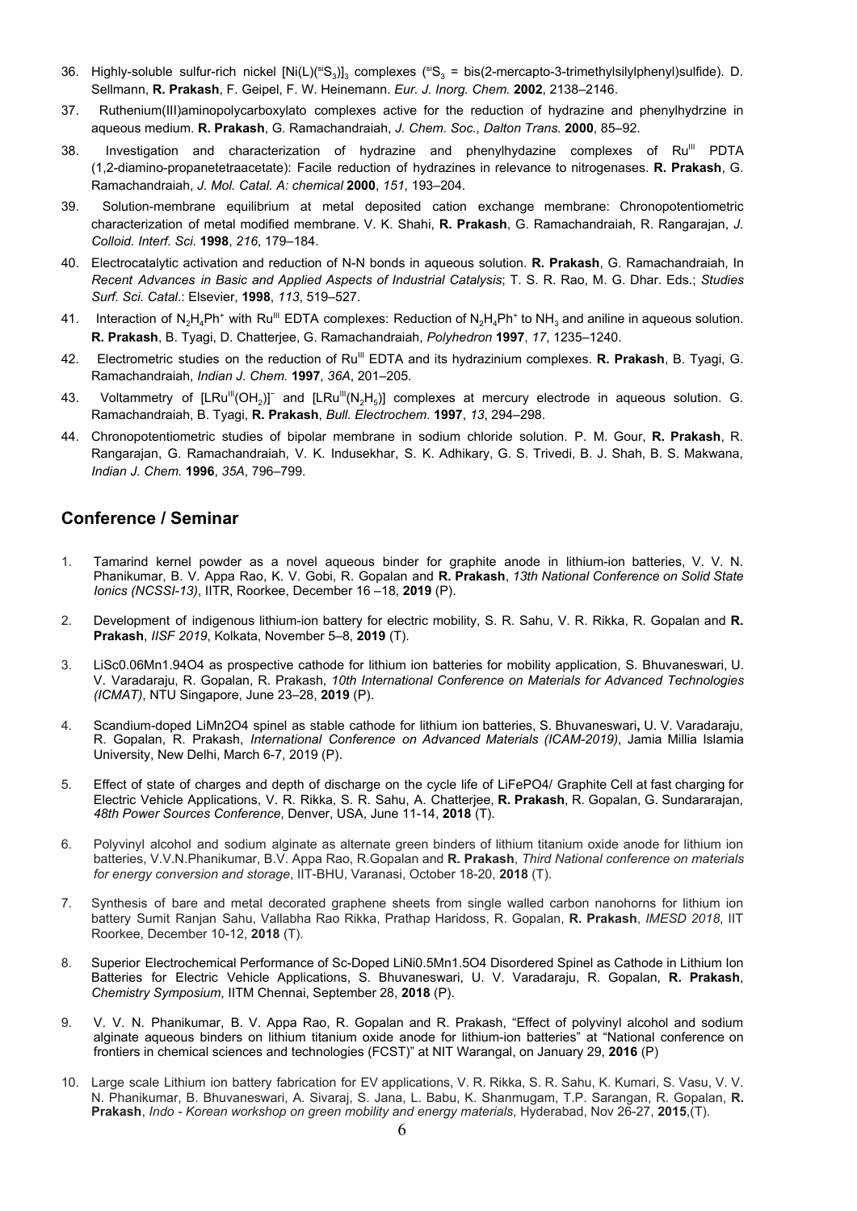36. Highly-soluble sulfur-rich nickel $[Ni(L)(^{si}S_3)]_3$ complexes ($^{si}S_3$ = bis(2-mercapto-3-trimethylsilylphenyl)sulfide). D. Sellmann, **R. Prakash**, F. Geipel, F. W. Heinemann. *Eur. J. Inorg. Chem.* **2002**, 2138–2146.
37. Ruthenium(III)aminopolycarboxylato complexes active for the reduction of hydrazine and phenylhydrzine in aqueous medium. **R. Prakash**, G. Ramachandraiah, *J. Chem. Soc., Dalton Trans.* **2000**, 85–92.
38. Investigation and characterization of hydrazine and phenylhydazine complexes of $Ru^{III}$ PDTA (1,2-diamino-propanetetraacetate): Facile reduction of hydrazines in relevance to nitrogenases. **R. Prakash**, G. Ramachandraiah, *J. Mol. Catal. A: chemical* **2000**, *151*, 193–204.
39. Solution-membrane equilibrium at metal deposited cation exchange membrane: Chronopotentiometric characterization of metal modified membrane. V. K. Shahi, **R. Prakash**, G. Ramachandraiah, R. Rangarajan, *J. Colloid. Interf. Sci.* **1998**, *216*, 179–184.
40. Electrocatalytic activation and reduction of N-N bonds in aqueous solution. **R. Prakash**, G. Ramachandraiah, In *Recent Advances in Basic and Applied Aspects of Industrial Catalysis*; T. S. R. Rao, M. G. Dhar. Eds.; *Studies Surf. Sci. Catal*.: Elsevier, **1998**, *113*, 519–527.
41. Interaction of $N_2H_4Ph^+$ with $Ru^{III}$ EDTA complexes: Reduction of $N_2H_4Ph^+$ to $NH_3$ and aniline in aqueous solution. **R. Prakash**, B. Tyagi, D. Chatterjee, G. Ramachandraiah, *Polyhedron* **1997**, *17*, 1235–1240.
42. Electrometric studies on the reduction of $Ru^{III}$ EDTA and its hydrazinium complexes. **R. Prakash**, B. Tyagi, G. Ramachandraiah, *Indian J. Chem.* **1997**, *36A*, 201–205.
43. Voltammetry of $[LRu^{III}(OH_2)]^-$ and $[LRu^{III}(N_2H_5)]$ complexes at mercury electrode in aqueous solution. G. Ramachandraiah, B. Tyagi, **R. Prakash**, *Bull. Electrochem.* **1997**, *13*, 294–298.
44. Chronopotentiometric studies of bipolar membrane in sodium chloride solution. P. M. Gour, **R. Prakash**, R. Rangarajan, G. Ramachandraiah, V. K. Indusekhar, S. K. Adhikary, G. S. Trivedi, B. J. Shah, B. S. Makwana, *Indian J. Chem.* **1996**, *35A*, 796–799.

## Conference / Seminar

1. Tamarind kernel powder as a novel aqueous binder for graphite anode in lithium-ion batteries, V. V. N. Phanikumar, B. V. Appa Rao, K. V. Gobi, R. Gopalan and **R. Prakash**, *13th National Conference on Solid State Ionics (NCSSI-13)*, IITR, Roorkee, December 16 –18, **2019** (P).
2. Development of indigenous lithium-ion battery for electric mobility, S. R. Sahu, V. R. Rikka, R. Gopalan and **R. Prakash**, *IISF 2019*, Kolkata, November 5–8, **2019** (T).
3. LiSc0.06Mn1.94O4 as prospective cathode for lithium ion batteries for mobility application, S. Bhuvaneswari, U. V. Varadaraju, R. Gopalan, R. Prakash, *10th International Conference on Materials for Advanced Technologies (ICMAT)*, NTU Singapore, June 23–28, **2019** (P).
4. Scandium-doped LiMn2O4 spinel as stable cathode for lithium ion batteries, S. Bhuvaneswari**,** U. V. Varadaraju, R. Gopalan, R. Prakash, *International Conference on Advanced Materials (ICAM-2019)*, Jamia Millia Islamia University, New Delhi, March 6-7, 2019 (P).
5. Effect of state of charges and depth of discharge on the cycle life of LiFePO4/ Graphite Cell at fast charging for Electric Vehicle Applications, V. R. Rikka, S. R. Sahu, A. Chatterjee, **R. Prakash**, R. Gopalan, G. Sundararajan, *48th Power Sources Conference*, Denver, USA, June 11-14, **2018** (T).
6. Polyvinyl alcohol and sodium alginate as alternate green binders of lithium titanium oxide anode for lithium ion batteries, V.V.N.Phanikumar, B.V. Appa Rao, R.Gopalan and **R. Prakash**, *Third National conference on materials for energy conversion and storage*, IIT-BHU, Varanasi, October 18-20, **2018** (T).
7. Synthesis of bare and metal decorated graphene sheets from single walled carbon nanohorns for lithium ion battery Sumit Ranjan Sahu, Vallabha Rao Rikka, Prathap Haridoss, R. Gopalan, **R. Prakash**, *IMESD 2018*, IIT Roorkee, December 10-12, **2018** (T).
8. Superior Electrochemical Performance of Sc-Doped LiNi0.5Mn1.5O4 Disordered Spinel as Cathode in Lithium Ion Batteries for Electric Vehicle Applications, S. Bhuvaneswari, U. V. Varadaraju, R. Gopalan, **R. Prakash**, *Chemistry Symposium*, IITM Chennai, September 28, **2018** (P).
9. V. V. N. Phanikumar, B. V. Appa Rao, R. Gopalan and R. Prakash, "Effect of polyvinyl alcohol and sodium alginate aqueous binders on lithium titanium oxide anode for lithium-ion batteries" at "National conference on frontiers in chemical sciences and technologies (FCST)" at NIT Warangal, on January 29, **2016** (P)
10. Large scale Lithium ion battery fabrication for EV applications, V. R. Rikka, S. R. Sahu, K. Kumari, S. Vasu, V. V. N. Phanikumar, B. Bhuvaneswari, A. Sivaraj, S. Jana, L. Babu, K. Shanmugam, T.P. Sarangan, R. Gopalan, **R. Prakash**, *Indo - Korean workshop on green mobility and energy materials*, Hyderabad, Nov 26-27, **2015**,(T).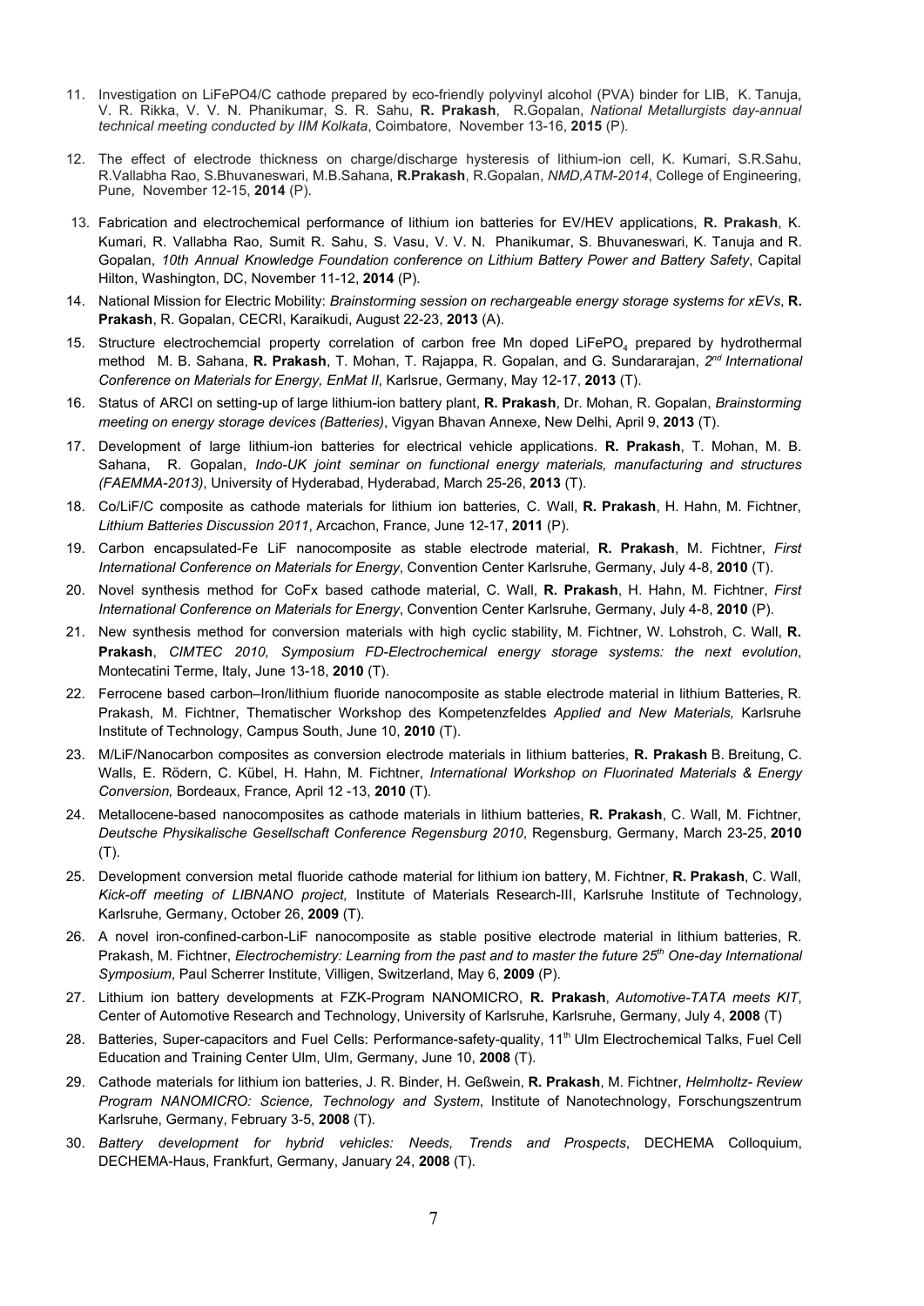11. Investigation on LiFePO4/C cathode prepared by eco-friendly polyvinyl alcohol (PVA) binder for LIB, K. Tanuja, V. R. Rikka, V. V. N. Phanikumar, S. R. Sahu, **R. Prakash**, R.Gopalan, *National Metallurgists day-annual technical meeting conducted by IIM Kolkata*, Coimbatore, November 13-16, **2015** (P).

12. The effect of electrode thickness on charge/discharge hysteresis of lithium-ion cell, K. Kumari, S.R.Sahu, R.Vallabha Rao, S.Bhuvaneswari, M.B.Sahana, **R.Prakash**, R.Gopalan, *NMD,ATM-2014*, College of Engineering, Pune, November 12-15, **2014** (P).

13. Fabrication and electrochemical performance of lithium ion batteries for EV/HEV applications, **R. Prakash**, K. Kumari, R. Vallabha Rao, Sumit R. Sahu, S. Vasu, V. V. N. Phanikumar, S. Bhuvaneswari, K. Tanuja and R. Gopalan, *10th Annual Knowledge Foundation conference on Lithium Battery Power and Battery Safety*, Capital Hilton, Washington, DC, November 11-12, **2014** (P).

14. National Mission for Electric Mobility: *Brainstorming session on rechargeable energy storage systems for xEVs*, **R. Prakash**, R. Gopalan, CECRI, Karaikudi, August 22-23, **2013** (A).

15. Structure electrochemcial property correlation of carbon free Mn doped $LiFePO_4$ prepared by hydrothermal method M. B. Sahana, **R. Prakash**, T. Mohan, T. Rajappa, R. Gopalan, and G. Sundararajan, *2nd International Conference on Materials for Energy, EnMat II*, Karlsrue, Germany, May 12-17, **2013** (T).

16. Status of ARCI on setting-up of large lithium-ion battery plant, **R. Prakash**, Dr. Mohan, R. Gopalan, *Brainstorming meeting on energy storage devices (Batteries)*, Vigyan Bhavan Annexe, New Delhi, April 9, **2013** (T).

17. Development of large lithium-ion batteries for electrical vehicle applications. **R. Prakash**, T. Mohan, M. B. Sahana, R. Gopalan, *Indo-UK joint seminar on functional energy materials, manufacturing and structures (FAEMMA-2013)*, University of Hyderabad, Hyderabad, March 25-26, **2013** (T).

18. Co/LiF/C composite as cathode materials for lithium ion batteries, C. Wall, **R. Prakash**, H. Hahn, M. Fichtner, *Lithium Batteries Discussion 2011*, Arcachon, France, June 12-17, **2011** (P).

19. Carbon encapsulated-Fe LiF nanocomposite as stable electrode material, **R. Prakash**, M. Fichtner, *First International Conference on Materials for Energy*, Convention Center Karlsruhe, Germany, July 4-8, **2010** (T).

20. Novel synthesis method for CoFx based cathode material, C. Wall, **R. Prakash**, H. Hahn, M. Fichtner, *First International Conference on Materials for Energy*, Convention Center Karlsruhe, Germany, July 4-8, **2010** (P).

21. New synthesis method for conversion materials with high cyclic stability, M. Fichtner, W. Lohstroh, C. Wall, **R. Prakash**, *CIMTEC 2010, Symposium FD-Electrochemical energy storage systems: the next evolution*, Montecatini Terme, Italy, June 13-18, **2010** (T).

22. Ferrocene based carbon–Iron/lithium fluoride nanocomposite as stable electrode material in lithium Batteries, R. Prakash, M. Fichtner, Thematischer Workshop des Kompetenzfeldes *Applied and New Materials,* Karlsruhe Institute of Technology, Campus South, June 10, **2010** (T).

23. M/LiF/Nanocarbon composites as conversion electrode materials in lithium batteries, **R. Prakash** B. Breitung, C. Walls, E. Rödern, C. Kübel, H. Hahn, M. Fichtner, *International Workshop on Fluorinated Materials & Energy Conversion,* Bordeaux, France*,* April 12 -13, **2010** (T).

24. Metallocene-based nanocomposites as cathode materials in lithium batteries, **R. Prakash**, C. Wall, M. Fichtner, *Deutsche Physikalische Gesellschaft Conference Regensburg 2010*, Regensburg, Germany, March 23-25, **2010** (T).

25. Development conversion metal fluoride cathode material for lithium ion battery, M. Fichtner, **R. Prakash**, C. Wall, *Kick-off meeting of LIBNANO project,* Institute of Materials Research-III, Karlsruhe Institute of Technology, Karlsruhe, Germany, October 26, **2009** (T).

26. A novel iron-confined-carbon-LiF nanocomposite as stable positive electrode material in lithium batteries, R. Prakash, M. Fichtner, *Electrochemistry: Learning from the past and to master the future 25th One-day International Symposium*, Paul Scherrer Institute, Villigen, Switzerland, May 6, **2009** (P).

27. Lithium ion battery developments at FZK-Program NANOMICRO, **R. Prakash**, *Automotive-TATA meets KIT*, Center of Automotive Research and Technology, University of Karlsruhe, Karlsruhe, Germany, July 4, **2008** (T)

28. Batteries, Super-capacitors and Fuel Cells: Performance-safety-quality, 11th Ulm Electrochemical Talks, Fuel Cell Education and Training Center Ulm, Ulm, Germany, June 10, **2008** (T).

29. Cathode materials for lithium ion batteries, J. R. Binder, H. Geßwein, **R. Prakash**, M. Fichtner, *Helmholtz- Review Program NANOMICRO: Science, Technology and System*, Institute of Nanotechnology, Forschungszentrum Karlsruhe, Germany, February 3-5, **2008** (T).

30. *Battery development for hybrid vehicles: Needs, Trends and Prospects*, DECHEMA Colloquium, DECHEMA-Haus, Frankfurt, Germany, January 24, **2008** (T).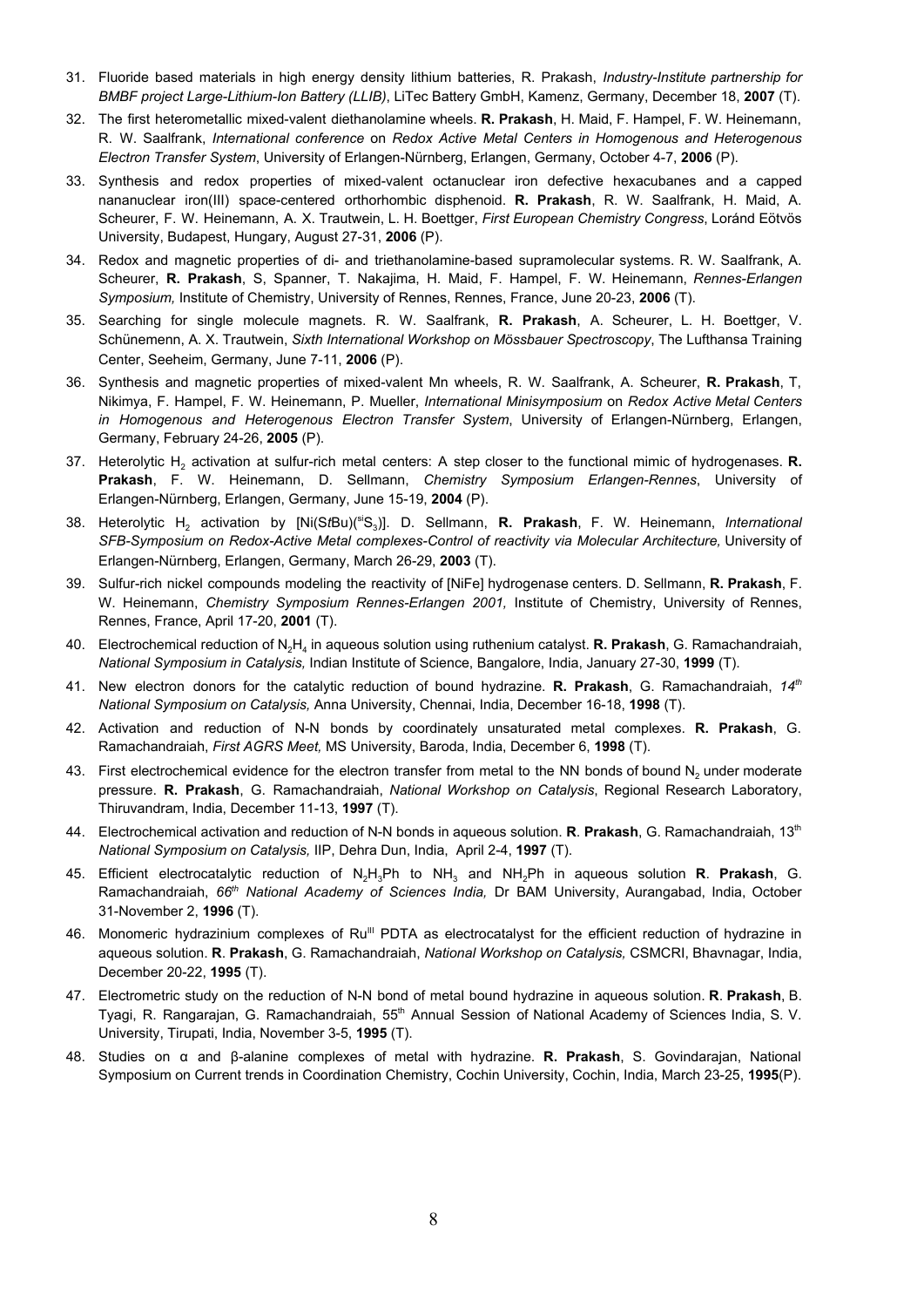31. Fluoride based materials in high energy density lithium batteries, R. Prakash, *Industry-Institute partnership for BMBF project Large-Lithium-Ion Battery (LLIB)*, LiTec Battery GmbH, Kamenz, Germany, December 18, **2007** (T).
32. The first heterometallic mixed-valent diethanolamine wheels. **R. Prakash**, H. Maid, F. Hampel, F. W. Heinemann, R. W. Saalfrank, *International conference* on *Redox Active Metal Centers in Homogenous and Heterogenous Electron Transfer System*, University of Erlangen-Nürnberg, Erlangen, Germany, October 4-7, **2006** (P).
33. Synthesis and redox properties of mixed-valent octanuclear iron defective hexacubanes and a capped nananuclear iron(III) space-centered orthorhombic disphenoid. **R. Prakash**, R. W. Saalfrank, H. Maid, A. Scheurer, F. W. Heinemann, A. X. Trautwein, L. H. Boettger, *First European Chemistry Congress*, Loránd Eötvös University, Budapest, Hungary, August 27-31, **2006** (P).
34. Redox and magnetic properties of di- and triethanolamine-based supramolecular systems. R. W. Saalfrank, A. Scheurer, **R. Prakash**, S, Spanner, T. Nakajima, H. Maid, F. Hampel, F. W. Heinemann, *Rennes-Erlangen Symposium,* Institute of Chemistry, University of Rennes, Rennes, France, June 20-23, **2006** (T).
35. Searching for single molecule magnets. R. W. Saalfrank, **R. Prakash**, A. Scheurer, L. H. Boettger, V. Schünemenn, A. X. Trautwein, *Sixth International Workshop on Mössbauer Spectroscopy*, The Lufthansa Training Center, Seeheim, Germany, June 7-11, **2006** (P).
36. Synthesis and magnetic properties of mixed-valent Mn wheels, R. W. Saalfrank, A. Scheurer, **R. Prakash**, T, Nikimya, F. Hampel, F. W. Heinemann, P. Mueller, *International Minisymposium* on *Redox Active Metal Centers in Homogenous and Heterogeneous Electron Transfer System*, University of Erlangen-Nürnberg, Erlangen, Germany, February 24-26, **2005** (P).
37. Heterolytic $H_2$ activation at sulfur-rich metal centers: A step closer to the functional mimic of hydrogenases. **R. Prakash**, F. W. Heinemann, D. Sellmann, *Chemistry Symposium Erlangen-Rennes*, University of Erlangen-Nürnberg, Erlangen, Germany, June 15-19, **2004** (P).
38. Heterolytic $H_2$ activation by [Ni(S*t*Bu)($^{si}S_3$)]. D. Sellmann, **R. Prakash**, F. W. Heinemann, *International SFB-Symposium on Redox-Active Metal complexes-Control of reactivity via Molecular Architecture,* University of Erlangen-Nürnberg, Erlangen, Germany, March 26-29, **2003** (T).
39. Sulfur-rich nickel compounds modeling the reactivity of [NiFe] hydrogenase centers. D. Sellmann, **R. Prakash**, F. W. Heinemann, *Chemistry Symposium Rennes-Erlangen 2001,* Institute of Chemistry, University of Rennes, Rennes, France, April 17-20, **2001** (T).
40. Electrochemical reduction of $N_2H_4$ in aqueous solution using ruthenium catalyst. **R. Prakash**, G. Ramachandraiah, *National Symposium in Catalysis,* Indian Institute of Science, Bangalore, India, January 27-30, **1999** (T).
41. New electron donors for the catalytic reduction of bound hydrazine. **R. Prakash**, G. Ramachandraiah, *14th National Symposium on Catalysis,* Anna University, Chennai, India, December 16-18, **1998** (T).
42. Activation and reduction of N-N bonds by coordinately unsaturated metal complexes. **R. Prakash**, G. Ramachandraiah, *First AGRS Meet,* MS University, Baroda, India, December 6, **1998** (T).
43. First electrochemical evidence for the electron transfer from metal to the NN bonds of bound $N_2$ under moderate pressure. **R. Prakash**, G. Ramachandraiah, *National Workshop on Catalysis*, Regional Research Laboratory, Thiruvandram, India, December 11-13, **1997** (T).
44. Electrochemical activation and reduction of N-N bonds in aqueous solution. **R**. **Prakash**, G. Ramachandraiah, 13th *National Symposium on Catalysis,* IIP, Dehra Dun, India, April 2-4, **1997** (T).
45. Efficient electrocatalytic reduction of $N_2H_3Ph$ to $NH_3$ and $NH_2Ph$ in aqueous solution **R**. **Prakash**, G. Ramachandraiah, *66th National Academy of Sciences India,* Dr BAM University, Aurangabad, India, October 31-November 2, **1996** (T).
46. Monomeric hydrazinium complexes of $Ru^{III}$ PDTA as electrocatalyst for the efficient reduction of hydrazine in aqueous solution. **R**. **Prakash**, G. Ramachandraiah, *National Workshop on Catalysis,* CSMCRI, Bhavnagar, India, December 20-22, **1995** (T).
47. Electrometric study on the reduction of N-N bond of metal bound hydrazine in aqueous solution. **R**. **Prakash**, B. Tyagi, R. Rangarajan, G. Ramachandraiah, 55th Annual Session of National Academy of Sciences India, S. V. University, Tirupati, India, November 3-5, **1995** (T).
48. Studies on α and β-alanine complexes of metal with hydrazine. **R. Prakash**, S. Govindarajan, National Symposium on Current trends in Coordination Chemistry, Cochin University, Cochin, India, March 23-25, **1995**(P).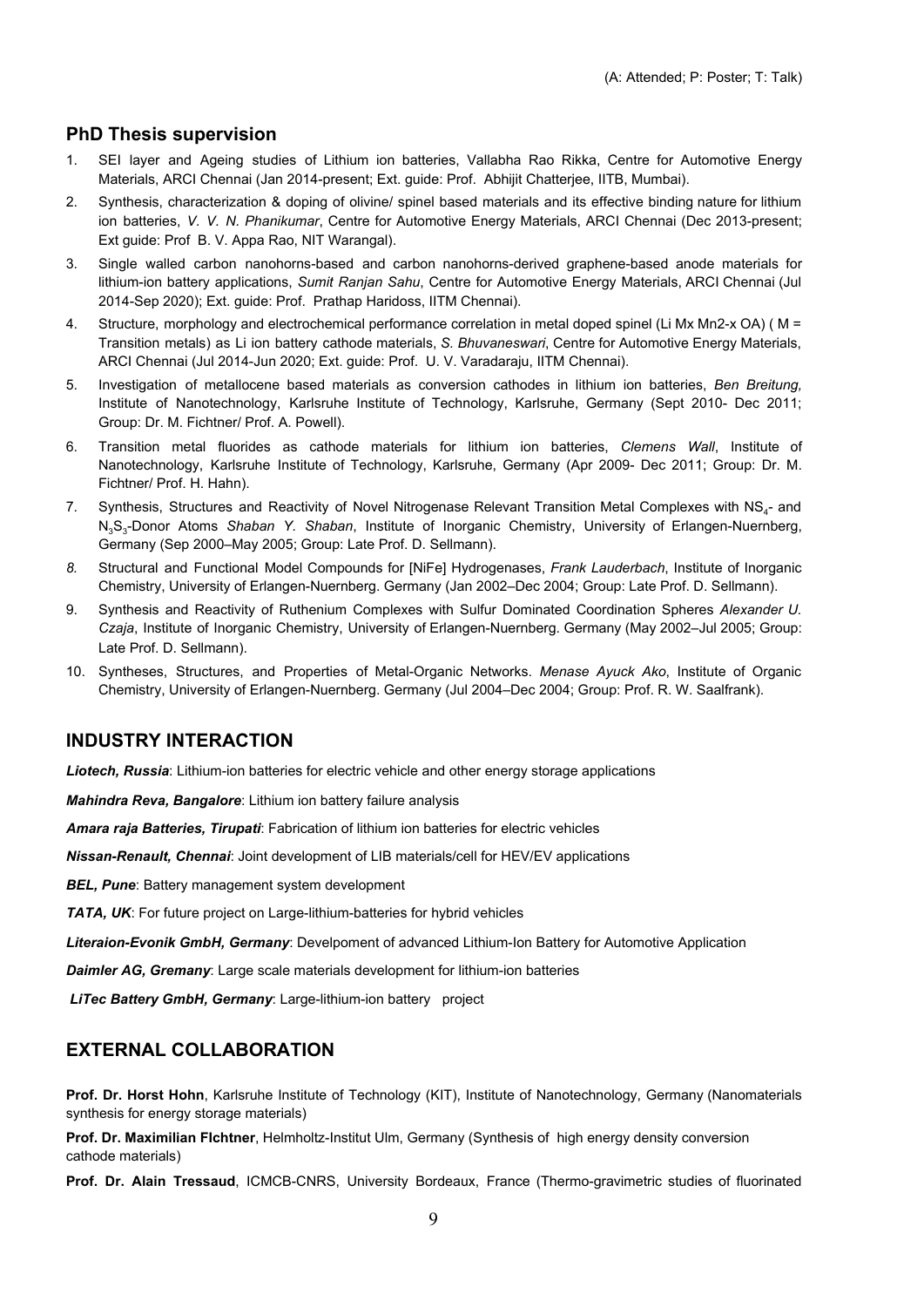(A: Attended; P: Poster; T: Talk)

## PhD Thesis supervision

1. SEI layer and Ageing studies of Lithium ion batteries, Vallabha Rao Rikka, Centre for Automotive Energy Materials, ARCI Chennai (Jan 2014-present; Ext. guide: Prof. Abhijit Chatterjee, IITB, Mumbai).
2. Synthesis, characterization & doping of olivine/ spinel based materials and its effective binding nature for lithium ion batteries, *V. V. N. Phanikumar*, Centre for Automotive Energy Materials, ARCI Chennai (Dec 2013-present; Ext guide: Prof B. V. Appa Rao, NIT Warangal).
3. Single walled carbon nanohorns-based and carbon nanohorns-derived graphene-based anode materials for lithium-ion battery applications, *Sumit Ranjan Sahu*, Centre for Automotive Energy Materials, ARCI Chennai (Jul 2014-Sep 2020); Ext. guide: Prof. Prathap Haridoss, IITM Chennai).
4. Structure, morphology and electrochemical performance correlation in metal doped spinel (Li Mx Mn2-x OA) ( M = Transition metals) as Li ion battery cathode materials, *S. Bhuvaneswari*, Centre for Automotive Energy Materials, ARCI Chennai (Jul 2014-Jun 2020; Ext. guide: Prof. U. V. Varadaraju, IITM Chennai).
5. Investigation of metallocene based materials as conversion cathodes in lithium ion batteries, *Ben Breitung,* Institute of Nanotechnology, Karlsruhe Institute of Technology, Karlsruhe, Germany (Sept 2010- Dec 2011; Group: Dr. M. Fichtner/ Prof. A. Powell).
6. Transition metal fluorides as cathode materials for lithium ion batteries, *Clemens Wall*, Institute of Nanotechnology, Karlsruhe Institute of Technology, Karlsruhe, Germany (Apr 2009- Dec 2011; Group: Dr. M. Fichtner/ Prof. H. Hahn).
7. Synthesis, Structures and Reactivity of Novel Nitrogenase Relevant Transition Metal Complexes with $NS_4$- and $N_3S_3$-Donor Atoms *Shaban Y. Shaban*, Institute of Inorganic Chemistry, University of Erlangen-Nuernberg, Germany (Sep 2000–May 2005; Group: Late Prof. D. Sellmann).
8. Structural and Functional Model Compounds for [NiFe] Hydrogenases, *Frank Lauderbach*, Institute of Inorganic Chemistry, University of Erlangen-Nuernberg. Germany (Jan 2002–Dec 2004; Group: Late Prof. D. Sellmann).
9. Synthesis and Reactivity of Ruthenium Complexes with Sulfur Dominated Coordination Spheres *Alexander U. Czaja*, Institute of Inorganic Chemistry, University of Erlangen-Nuernberg. Germany (May 2002–Jul 2005; Group: Late Prof. D. Sellmann).
10. Syntheses, Structures, and Properties of Metal-Organic Networks. *Menase Ayuck Ako*, Institute of Organic Chemistry, University of Erlangen-Nuernberg. Germany (Jul 2004–Dec 2004; Group: Prof. R. W. Saalfrank).

## INDUSTRY INTERACTION

***Liotech, Russia***: Lithium-ion batteries for electric vehicle and other energy storage applications

***Mahindra Reva, Bangalore***: Lithium ion battery failure analysis

***Amara raja Batteries, Tirupati***: Fabrication of lithium ion batteries for electric vehicles

***Nissan-Renault, Chennai***: Joint development of LIB materials/cell for HEV/EV applications

***BEL, Pune***: Battery management system development

***TATA, UK***: For future project on Large-lithium-batteries for hybrid vehicles

***Literaion-Evonik GmbH, Germany***: Develpoment of advanced Lithium-Ion Battery for Automotive Application

***Daimler AG, Gremany***: Large scale materials development for lithium-ion batteries

***LiTec Battery GmbH, Germany***: Large-lithium-ion battery project

## EXTERNAL COLLABORATION

**Prof. Dr. Horst Hohn**, Karlsruhe Institute of Technology (KIT), Institute of Nanotechnology, Germany (Nanomaterials synthesis for energy storage materials)

**Prof. Dr. Maximilian FIchtner**, Helmholtz-Institut Ulm, Germany (Synthesis of high energy density conversion cathode materials)

**Prof. Dr. Alain Tressaud**, ICMCB-CNRS, University Bordeaux, France (Thermo-gravimetric studies of fluorinated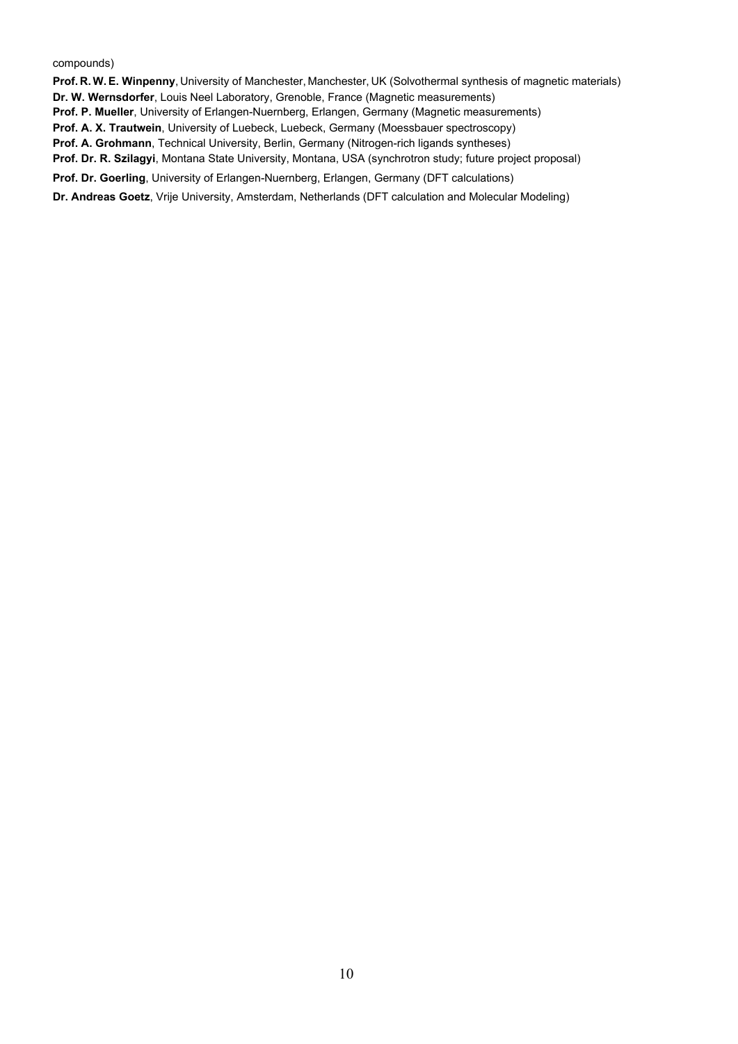compounds)

**Prof. R. W. E. Winpenny**, University of Manchester, Manchester, UK (Solvothermal synthesis of magnetic materials)

**Dr. W. Wernsdorfer**, Louis Neel Laboratory, Grenoble, France (Magnetic measurements)

**Prof. P. Mueller**, University of Erlangen-Nuernberg, Erlangen, Germany (Magnetic measurements)

**Prof. A. X. Trautwein**, University of Luebeck, Luebeck, Germany (Moessbauer spectroscopy)

**Prof. A. Grohmann**, Technical University, Berlin, Germany (Nitrogen-rich ligands syntheses)

**Prof. Dr. R. Szilagyi**, Montana State University, Montana, USA (synchrotron study; future project proposal)

**Prof. Dr. Goerling**, University of Erlangen-Nuernberg, Erlangen, Germany (DFT calculations)

**Dr. Andreas Goetz**, Vrije University, Amsterdam, Netherlands (DFT calculation and Molecular Modeling)